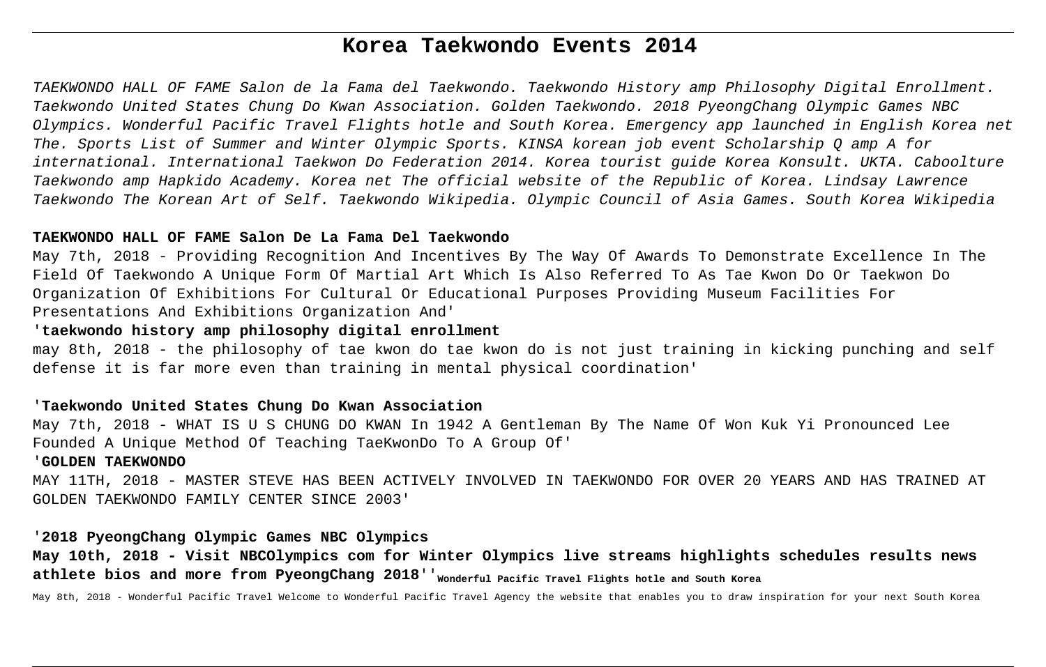# Korea Taekwondo Events 2014

TAEKWONDO HALL OF FAME Salon de la Fama del Taekwondo. Taekwondo History amp Philosophy Digital Enrollment. Taekwondo United States Chung Do Kwan Association. Golden Taekwondo. 2018 PyeongChang Olympic Games NBC Olympics. Wonderful Pacific Travel Flights hotle and South Korea. Emergency app launched in English Korea net The. Sports List of Summer and Winter Olympic Sports. KINSA korean job event Scholarship Q amp A for international. International Taekwon Do Federation 2014. Korea tourist guide Korea Konsult. UKTA. Caboolture Taekwondo amp Hapkido Academy. Korea net The official website of the Republic of Korea. Lindsay Lawrence Taekwondo The Korean Art of Self. Taekwondo Wikipedia. Olympic Council of Asia Games. South Korea Wikipedia

### TAEKWONDO HALL OF FAME Salon De La Fama Del Taekwondo

May 7th, 2018 - Providing Recognition And Incentives By The Way Of Awards To Demonstrate Excellence In The Field Of Taekwondo A Unique Form Of Martial Art Which Is Also Referred To As Tae Kwon Do Or Taekwon Do Organization Of Exhibitions For Cultural Or Educational Purposes Providing Museum Facilities For Presentations And Exhibitions Organization And'

### 'taekwondo history amp philosophy digital enrollment

may 8th, 2018 - the philosophy of tae kwon do tae kwon do is not just training in kicking punching and self defense it is far more even than training in mental physical coordination'

### 'Taekwondo United States Chung Do Kwan Association

May 7th, 2018 - WHAT IS U S CHUNG DO KWAN In 1942 A Gentleman By The Name Of Won Kuk Yi Pronounced Lee Founded A Unique Method Of Teaching TaeKwonDo To A Group Of'

### 'GOLDEN TAEKWONDO

MAY 11TH, 2018 - MASTER STEVE HAS BEEN ACTIVELY INVOLVED IN TAEKWONDO FOR OVER 20 YEARS AND HAS TRAINED AT GOLDEN TAEKWONDO FAMILY CENTER SINCE 2003'

### '2018 PyeongChang Olympic Games NBC Olympics

**May 10th, 2018 - Visit NBCOlympics com for Winter Olympics live streams highlights schedules results news athlete bios and more from PyeongChang 2018''**

### Wonderful Pacific Travel Flights hotle and South Korea

May 8th, 2018 - Wonderful Pacific Travel Welcome to Wonderful Pacific Travel Agency the website that enables you to draw inspiration for your next South Korea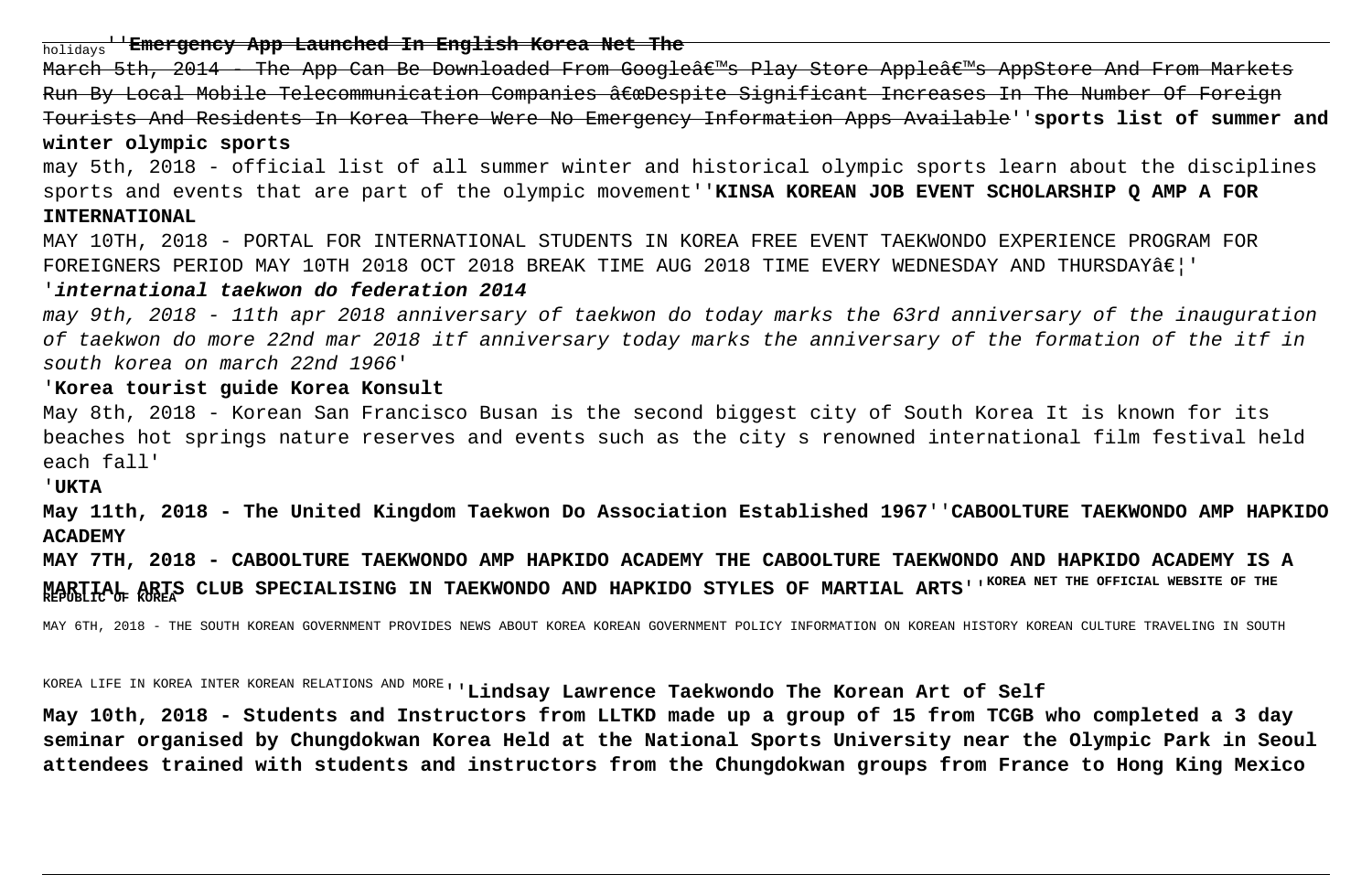holidays''**Emergency App Launched In English Korea Net The**

March 5th, 2014 - The App Can Be Downloaded From Googleâ€™s Play Store Appleâ€™s AppStore And From Markets Run By Local Mobile Telecommunication Companies â€œDespite Significant Increases In The Number Of Foreign Tourists And Residents In Korea There Were No Emergency Information Apps Available''**sports list of summer and winter olympic sports**

may 5th, 2018 - official list of all summer winter and historical olympic sports learn about the disciplines sports and events that are part of the olympic movement''**KINSA KOREAN JOB EVENT SCHOLARSHIP Q AMP A FOR INTERNATIONAL**

MAY 10TH, 2018 - PORTAL FOR INTERNATIONAL STUDENTS IN KOREA FREE EVENT TAEKWONDO EXPERIENCE PROGRAM FOR FOREIGNERS PERIOD MAY 10TH 2018 OCT 2018 BREAK TIME AUG 2018 TIME EVERY WEDNESDAY AND THURSDAYâ€¦'

'***international taekwon do federation 2014***

*may 9th, 2018 - 11th apr 2018 anniversary of taekwon do today marks the 63rd anniversary of the inauguration of taekwon do more 22nd mar 2018 itf anniversary today marks the anniversary of the formation of the itf in south korea on march 22nd 1966*'

'**Korea tourist guide Korea Konsult**

May 8th, 2018 - Korean San Francisco Busan is the second biggest city of South Korea It is known for its beaches hot springs nature reserves and events such as the city s renowned international film festival held each fall'

'**UKTA**

**May 11th, 2018 - The United Kingdom Taekwon Do Association Established 1967**''**CABOOLTURE TAEKWONDO AMP HAPKIDO ACADEMY**

**MAY 7TH, 2018 - CABOOLTURE TAEKWONDO AMP HAPKIDO ACADEMY THE CABOOLTURE TAEKWONDO AND HAPKIDO ACADEMY IS A MARTIAL ARTS CLUB SPECIALISING IN TAEKWONDO AND HAPKIDO STYLES OF MARTIAL ARTS**''**KOREA NET THE OFFICIAL WEBSITE OF THE REPUBLIC OF KOREA**

MAY 6TH, 2018 - THE SOUTH KOREAN GOVERNMENT PROVIDES NEWS ABOUT KOREA KOREAN GOVERNMENT POLICY INFORMATION ON KOREAN HISTORY KOREAN CULTURE TRAVELING IN SOUTH KOREA LIFE IN KOREA INTER KOREAN RELATIONS AND MORE''**Lindsay Lawrence Taekwondo The Korean Art of Self**

**May 10th, 2018 - Students and Instructors from LLTKD made up a group of 15 from TCGB who completed a 3 day seminar organised by Chungdokwan Korea Held at the National Sports University near the Olympic Park in Seoul attendees trained with students and instructors from the Chungdokwan groups from France to Hong King Mexico**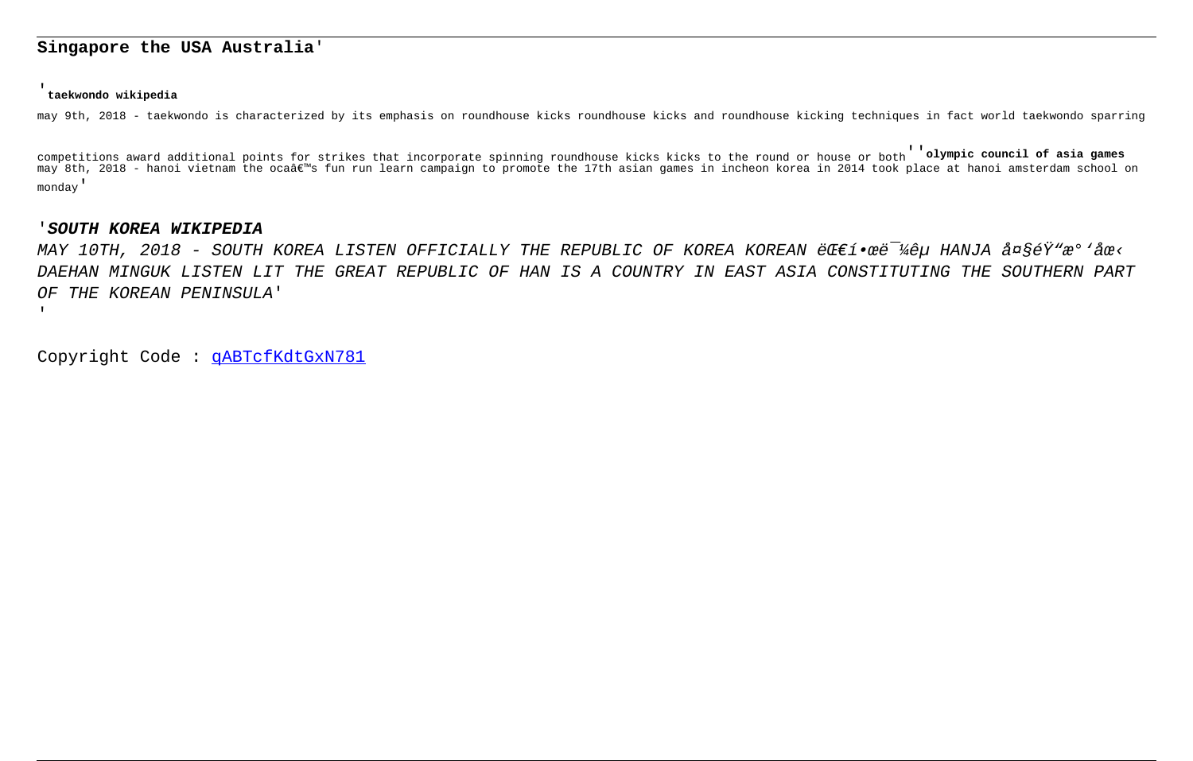**Singapore the USA Australia'**

'**taekwondo wikipedia**

may 9th, 2018 - taekwondo is characterized by its emphasis on roundhouse kicks roundhouse kicks and roundhouse kicking techniques in fact world taekwondo sparring competitions award additional points for strikes that incorporate spinning roundhouse kicks kicks to the round or house or both''**olympic council of asia games**

may 8th, 2018 - hanoi vietnam the ocaâ€™s fun run learn campaign to promote the 17th asian games in incheon korea in 2014 took place at hanoi amsterdam school on monday'

'***SOUTH KOREA WIKIPEDIA***

*MAY 10TH, 2018 - SOUTH KOREA LISTEN OFFICIALLY THE REPUBLIC OF KOREA KOREAN ëŒ€í•œë¯¼êµ­ HANJA å¤§éŸ“æ°'åœ‹ DAEHAN MINGUK LISTEN LIT THE GREAT REPUBLIC OF HAN IS A COUNTRY IN EAST ASIA CONSTITUTING THE SOUTHERN PART OF THE KOREAN PENINSULA'*

'

Copyright Code : qABTcfKdtGxN781